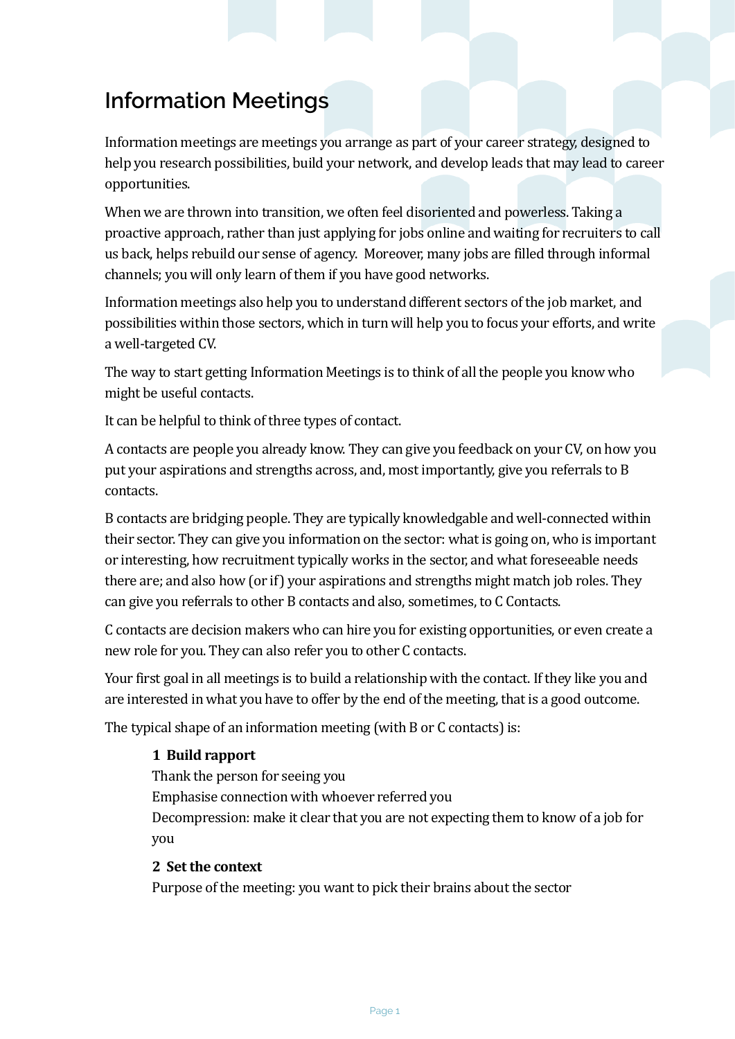# Information Meetings

Information meetings are meetings you arrange as part of your career strategy, designed to help you research possibilities, build your network, and develop leads that may lead to career opportunities.

When we are thrown into transition, we often feel disoriented and powerless. Taking a proactive approach, rather than just applying for jobs online and waiting for recruiters to call us back, helps rebuild our sense of agency. Moreover, many jobs are filled through informal channels; you will only learn of them if you have good networks.

Information meetings also help you to understand different sectors of the job market, and possibilities within those sectors, which in turn will help you to focus your efforts, and write a well-targeted CV.

The way to start getting Information Meetings is to think of all the people you know who might be useful contacts.

It can be helpful to think of three types of contact.

A contacts are people you already know. They can give you feedback on your CV, on how you put your aspirations and strengths across, and, most importantly, give you referrals to B contacts.

B contacts are bridging people. They are typically knowledgable and well-connected within their sector. They can give you information on the sector: what is going on, who is important or interesting, how recruitment typically works in the sector, and what foreseeable needs there are; and also how (or if) your aspirations and strengths might match job roles. They can give you referrals to other B contacts and also, sometimes, to C Contacts.

C contacts are decision makers who can hire you for existing opportunities, or even create a new role for you. They can also refer you to other C contacts.

Your first goal in all meetings is to build a relationship with the contact. If they like you and are interested in what you have to offer by the end of the meeting, that is a good outcome.

The typical shape of an information meeting (with B or C contacts) is:

**1 Build rapport**
Thank the person for seeing you
Emphasise connection with whoever referred you
Decompression: make it clear that you are not expecting them to know of a job for you

**2 Set the context**
Purpose of the meeting: you want to pick their brains about the sector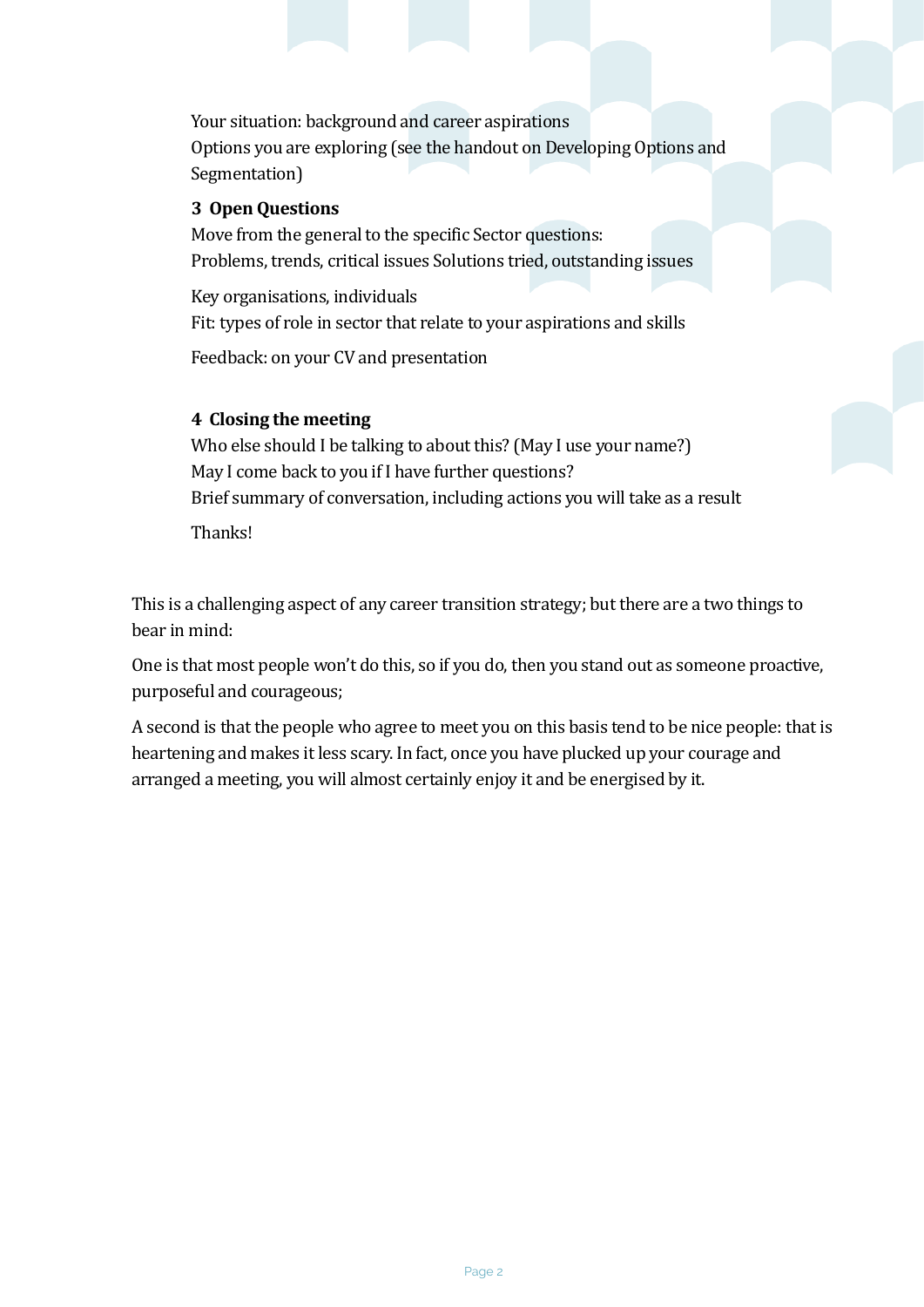Your situation: background and career aspirations
Options you are exploring (see the handout on Developing Options and Segmentation)

**3 Open Questions**

Move from the general to the specific Sector questions:
Problems, trends, critical issues Solutions tried, outstanding issues

Key organisations, individuals
Fit: types of role in sector that relate to your aspirations and skills

Feedback: on your CV and presentation

**4 Closing the meeting**

Who else should I be talking to about this? (May I use your name?)
May I come back to you if I have further questions?
Brief summary of conversation, including actions you will take as a result

Thanks!

This is a challenging aspect of any career transition strategy; but there are a two things to bear in mind:

One is that most people won't do this, so if you do, then you stand out as someone proactive, purposeful and courageous;

A second is that the people who agree to meet you on this basis tend to be nice people: that is heartening and makes it less scary. In fact, once you have plucked up your courage and arranged a meeting, you will almost certainly enjoy it and be energised by it.